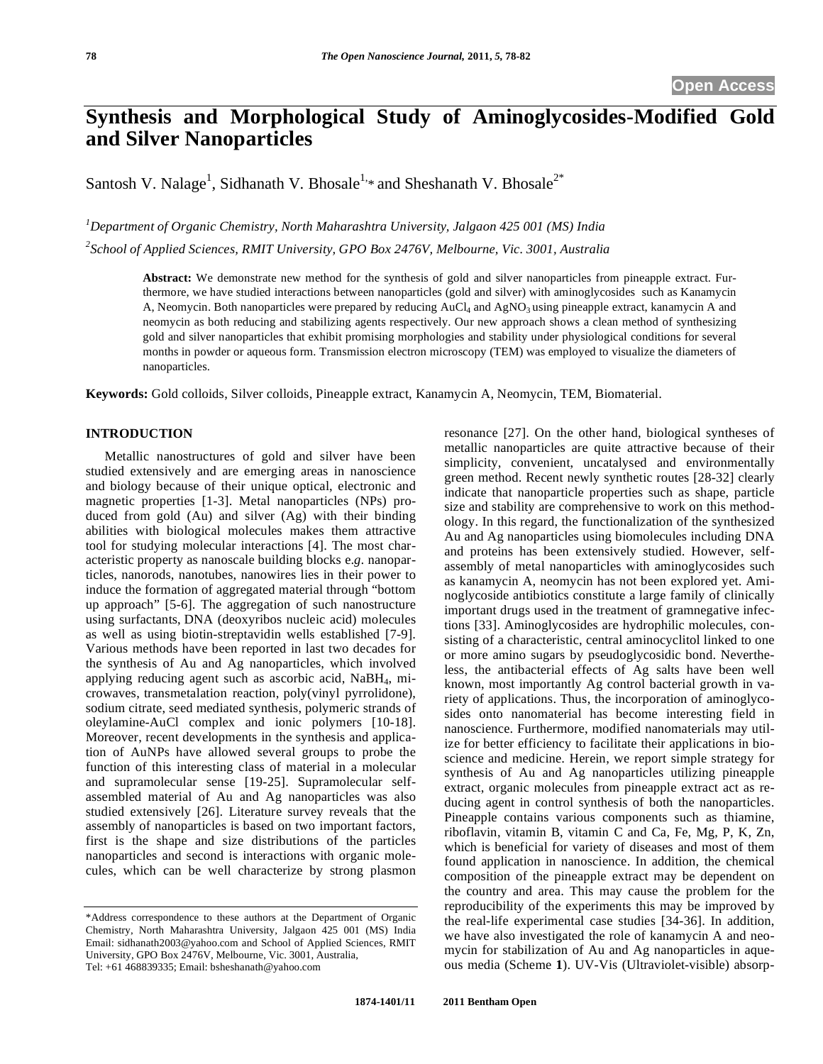# Synthesis and Morphological Study of Aminoglycosides-Modified Gold and Silver Nanoparticles

Santosh V. Nalage[1], Sidhanath V. Bhosale[1,*] and Sheshanath V. Bhosale[2*]

[1]*Department of Organic Chemistry, North Maharashtra University, Jalgaon 425 001 (MS) India*

[2]*School of Applied Sciences, RMIT University, GPO Box 2476V, Melbourne, Vic. 3001, Australia*

**Abstract:** We demonstrate new method for the synthesis of gold and silver nanoparticles from pineapple extract. Furthermore, we have studied interactions between nanoparticles (gold and silver) with aminoglycosides such as Kanamycin A, Neomycin. Both nanoparticles were prepared by reducing $AuCl_4$ and $AgNO_3$ using pineapple extract, kanamycin A and neomycin as both reducing and stabilizing agents respectively. Our new approach shows a clean method of synthesizing gold and silver nanoparticles that exhibit promising morphologies and stability under physiological conditions for several months in powder or aqueous form. Transmission electron microscopy (TEM) was employed to visualize the diameters of nanoparticles.

**Keywords:** Gold colloids, Silver colloids, Pineapple extract, Kanamycin A, Neomycin, TEM, Biomaterial.

## INTRODUCTION

Metallic nanostructures of gold and silver have been studied extensively and are emerging areas in nanoscience and biology because of their unique optical, electronic and magnetic properties [1-3]. Metal nanoparticles (NPs) produced from gold (Au) and silver (Ag) with their binding abilities with biological molecules makes them attractive tool for studying molecular interactions [4]. The most characteristic property as nanoscale building blocks e.*g*. nanoparticles, nanorods, nanotubes, nanowires lies in their power to induce the formation of aggregated material through "bottom up approach" [5-6]. The aggregation of such nanostructure using surfactants, DNA (deoxyribos nucleic acid) molecules as well as using biotin-streptavidin wells established [7-9]. Various methods have been reported in last two decades for the synthesis of Au and Ag nanoparticles, which involved applying reducing agent such as ascorbic acid, $NaBH_4$, microwaves, transmetalation reaction, poly(vinyl pyrrolidone), sodium citrate, seed mediated synthesis, polymeric strands of oleylamine-AuCl complex and ionic polymers [10-18]. Moreover, recent developments in the synthesis and application of AuNPs have allowed several groups to probe the function of this interesting class of material in a molecular and supramolecular sense [19-25]. Supramolecular self-assembled material of Au and Ag nanoparticles was also studied extensively [26]. Literature survey reveals that the assembly of nanoparticles is based on two important factors, first is the shape and size distributions of the particles nanoparticles and second is interactions with organic molecules, which can be well characterize by strong plasmon resonance [27]. On the other hand, biological syntheses of metallic nanoparticles are quite attractive because of their simplicity, convenient, uncatalysed and environmentally green method. Recent newly synthetic routes [28-32] clearly indicate that nanoparticle properties such as shape, particle size and stability are comprehensive to work on this methodology. In this regard, the functionalization of the synthesized Au and Ag nanoparticles using biomolecules including DNA and proteins has been extensively studied. However, self-assembly of metal nanoparticles with aminoglycosides such as kanamycin A, neomycin has not been explored yet. Aminoglycoside antibiotics constitute a large family of clinically important drugs used in the treatment of gramnegative infections [33]. Aminoglycosides are hydrophilic molecules, consisting of a characteristic, central aminocyclitol linked to one or more amino sugars by pseudoglycosidic bond. Nevertheless, the antibacterial effects of Ag salts have been well known, most importantly Ag control bacterial growth in variety of applications. Thus, the incorporation of aminoglycosides onto nanomaterial has become interesting field in nanoscience. Furthermore, modified nanomaterials may utilize for better efficiency to facilitate their applications in bioscience and medicine. Herein, we report simple strategy for synthesis of Au and Ag nanoparticles utilizing pineapple extract, organic molecules from pineapple extract act as reducing agent in control synthesis of both the nanoparticles. Pineapple contains various components such as thiamine, riboflavin, vitamin B, vitamin C and Ca, Fe, Mg, P, K, Zn, which is beneficial for variety of diseases and most of them found application in nanoscience. In addition, the chemical composition of the pineapple extract may be dependent on the country and area. This may cause the problem for the reproducibility of the experiments this may be improved by the real-life experimental case studies [34-36]. In addition, we have also investigated the role of kanamycin A and neomycin for stabilization of Au and Ag nanoparticles in aqueous media (Scheme **1**). UV-Vis (Ultraviolet-visible) absorp-

---

*Address correspondence to these authors at the Department of Organic Chemistry, North Maharashtra University, Jalgaon 425 001 (MS) India Email: sidhanath2003@yahoo.com and School of Applied Sciences, RMIT University, GPO Box 2476V, Melbourne, Vic. 3001, Australia, Tel: +61 468839335; Email: bsheshanath@yahoo.com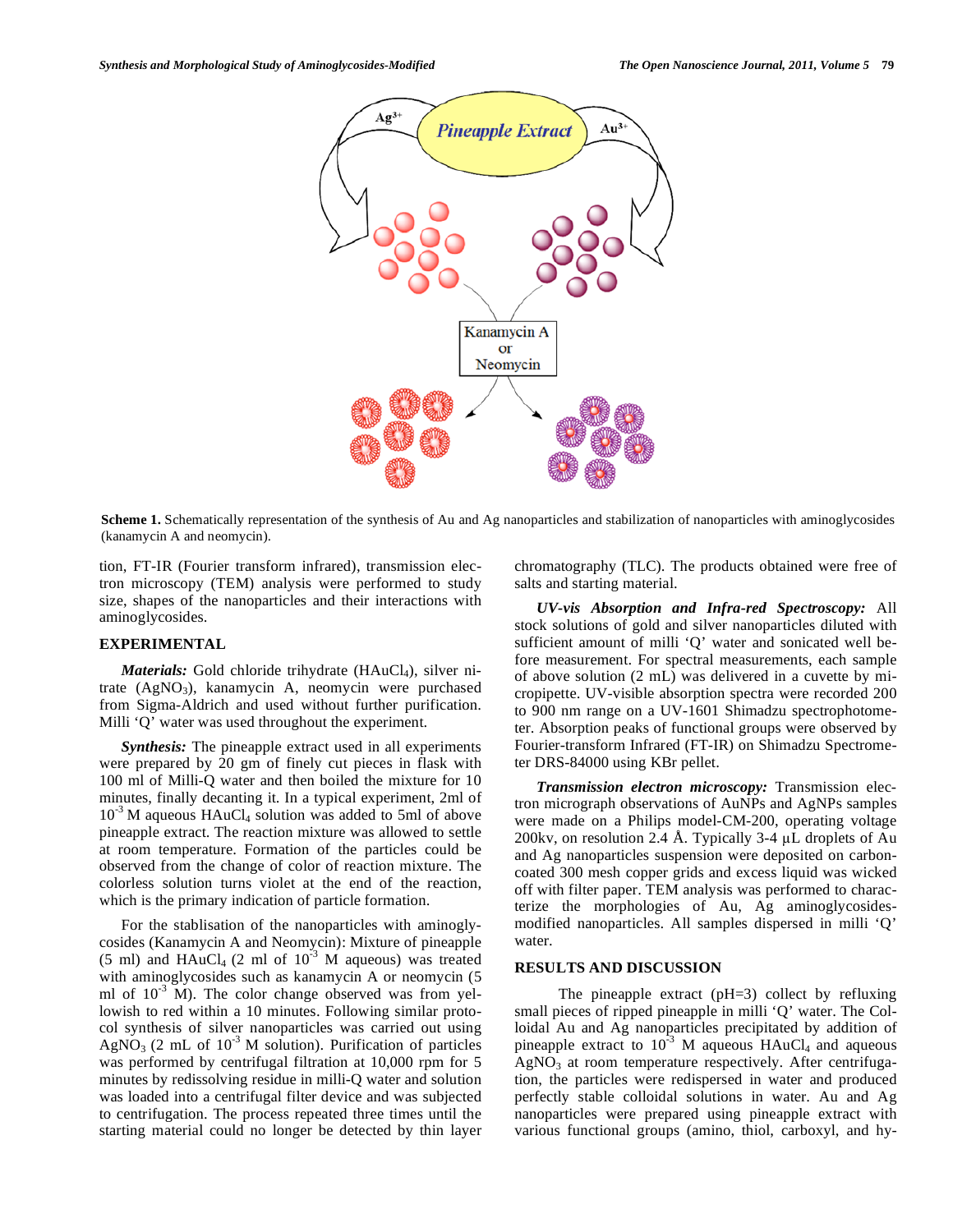**Scheme 1.** Schematically representation of the synthesis of Au and Ag nanoparticles and stabilization of nanoparticles with aminoglycosides (kanamycin A and neomycin).

tion, FT-IR (Fourier transform infrared), transmission electron microscopy (TEM) analysis were performed to study size, shapes of the nanoparticles and their interactions with aminoglycosides.

## EXPERIMENTAL

***Materials:*** Gold chloride trihydrate ($HAuCl_4$), silver nitrate ($AgNO_3$), kanamycin A, neomycin were purchased from Sigma-Aldrich and used without further purification. Milli 'Q' water was used throughout the experiment.

***Synthesis:*** The pineapple extract used in all experiments were prepared by 20 gm of finely cut pieces in flask with 100 ml of Milli-Q water and then boiled the mixture for 10 minutes, finally decanting it. In a typical experiment, 2ml of $10^{-3}$ M aqueous $HAuCl_4$ solution was added to 5ml of above pineapple extract. The reaction mixture was allowed to settle at room temperature. Formation of the particles could be observed from the change of color of reaction mixture. The colorless solution turns violet at the end of the reaction, which is the primary indication of particle formation.

For the stablisation of the nanoparticles with aminoglycosides (Kanamycin A and Neomycin): Mixture of pineapple (5 ml) and $HAuCl_4$ (2 ml of $10^{-3}$ M aqueous) was treated with aminoglycosides such as kanamycin A or neomycin (5 ml of $10^{-3}$ M). The color change observed was from yellowish to red within a 10 minutes. Following similar protocol synthesis of silver nanoparticles was carried out using $AgNO_3$ (2 mL of $10^{-3}$ M solution). Purification of particles was performed by centrifugal filtration at 10,000 rpm for 5 minutes by redissolving residue in milli-Q water and solution was loaded into a centrifugal filter device and was subjected to centrifugation. The process repeated three times until the starting material could no longer be detected by thin layer chromatography (TLC). The products obtained were free of salts and starting material.

***UV-vis Absorption and Infra-red Spectroscopy:*** All stock solutions of gold and silver nanoparticles diluted with sufficient amount of milli 'Q' water and sonicated well before measurement. For spectral measurements, each sample of above solution (2 mL) was delivered in a cuvette by micropipette. UV-visible absorption spectra were recorded 200 to 900 nm range on a UV-1601 Shimadzu spectrophotometer. Absorption peaks of functional groups were observed by Fourier-transform Infrared (FT-IR) on Shimadzu Spectrometer DRS-84000 using KBr pellet.

***Transmission electron microscopy:*** Transmission electron micrograph observations of AuNPs and AgNPs samples were made on a Philips model-CM-200, operating voltage 200kv, on resolution 2.4 Å. Typically 3-4 μL droplets of Au and Ag nanoparticles suspension were deposited on carbon-coated 300 mesh copper grids and excess liquid was wicked off with filter paper. TEM analysis was performed to characterize the morphologies of Au, Ag aminoglycosides-modified nanoparticles. All samples dispersed in milli 'Q' water.

## RESULTS AND DISCUSSION

The pineapple extract (pH=3) collect by refluxing small pieces of ripped pineapple in milli 'Q' water. The Colloidal Au and Ag nanoparticles precipitated by addition of pineapple extract to $10^{-3}$ M aqueous $HAuCl_4$ and aqueous $AgNO_3$ at room temperature respectively. After centrifugation, the particles were redispersed in water and produced perfectly stable colloidal solutions in water. Au and Ag nanoparticles were prepared using pineapple extract with various functional groups (amino, thiol, carboxyl, and hy-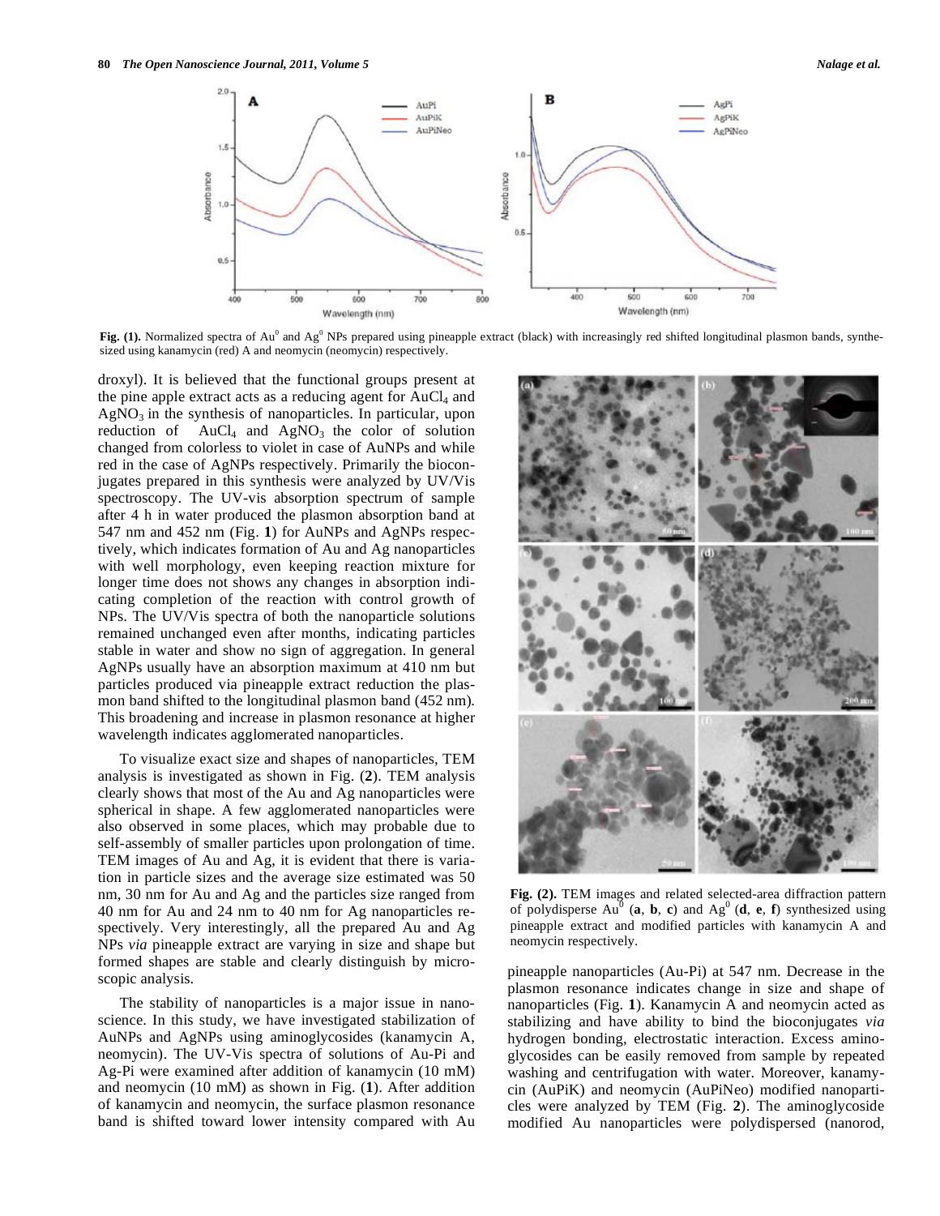**Fig. (1).** Normalized spectra of $Au^0$ and $Ag^0$ NPs prepared using pineapple extract (black) with increasingly red shifted longitudinal plasmon bands, synthesized using kanamycin (red) A and neomycin (neomycin) respectively.

droxyl). It is believed that the functional groups present at the pine apple extract acts as a reducing agent for $AuCl_4$ and $AgNO_3$ in the synthesis of nanoparticles. In particular, upon reduction of $AuCl_4$ and $AgNO_3$ the color of solution changed from colorless to violet in case of AuNPs and while red in the case of AgNPs respectively. Primarily the bioconjugates prepared in this synthesis were analyzed by UV/Vis spectroscopy. The UV-vis absorption spectrum of sample after 4 h in water produced the plasmon absorption band at 547 nm and 452 nm (Fig. **1**) for AuNPs and AgNPs respectively, which indicates formation of Au and Ag nanoparticles with well morphology, even keeping reaction mixture for longer time does not shows any changes in absorption indicating completion of the reaction with control growth of NPs. The UV/Vis spectra of both the nanoparticle solutions remained unchanged even after months, indicating particles stable in water and show no sign of aggregation. In general AgNPs usually have an absorption maximum at 410 nm but particles produced via pineapple extract reduction the plasmon band shifted to the longitudinal plasmon band (452 nm). This broadening and increase in plasmon resonance at higher wavelength indicates agglomerated nanoparticles.

To visualize exact size and shapes of nanoparticles, TEM analysis is investigated as shown in Fig. (**2**). TEM analysis clearly shows that most of the Au and Ag nanoparticles were spherical in shape. A few agglomerated nanoparticles were also observed in some places, which may probable due to self-assembly of smaller particles upon prolongation of time. TEM images of Au and Ag, it is evident that there is variation in particle sizes and the average size estimated was 50 nm, 30 nm for Au and Ag and the particles size ranged from 40 nm to 40 nm for Au and 24 nm to 40 nm for Ag nanoparticles respectively. Very interestingly, all the prepared Au and Ag NPs *via* pineapple extract are varying in size and shape but formed shapes are stable and clearly distinguish by microscopic analysis.

The stability of nanoparticles is a major issue in nanoscience. In this study, we have investigated stabilization of AuNPs and AgNPs using aminoglycosides (kanamycin A, neomycin). The UV-Vis spectra of solutions of Au-Pi and Ag-Pi were examined after addition of kanamycin (10 mM) and neomycin (10 mM) as shown in Fig. (**1**). After addition of kanamycin and neomycin, the surface plasmon resonance band is shifted toward lower intensity compared with Au pineapple nanoparticles (Au-Pi) at 547 nm. Decrease in the plasmon resonance indicates change in size and shape of nanoparticles (Fig. **1**). Kanamycin A and neomycin acted as stabilizing and have ability to bind the bioconjugates *via* hydrogen bonding, electrostatic interaction. Excess aminoglycosides can be easily removed from sample by repeated washing and centrifugation with water. Moreover, kanamycin (AuPiK) and neomycin (AuPiNeo) modified nanoparticles were analyzed by TEM (Fig. **2**). The aminoglycoside modified Au nanoparticles were polydispersed (nanorod,

**Fig. (2).** TEM images and related selected-area diffraction pattern of polydisperse $Au^0$ (**a**, **b**, **c**) and $Ag^0$ (**d**, **e**, **f**) synthesized using pineapple extract and modified particles with kanamycin A and neomycin respectively.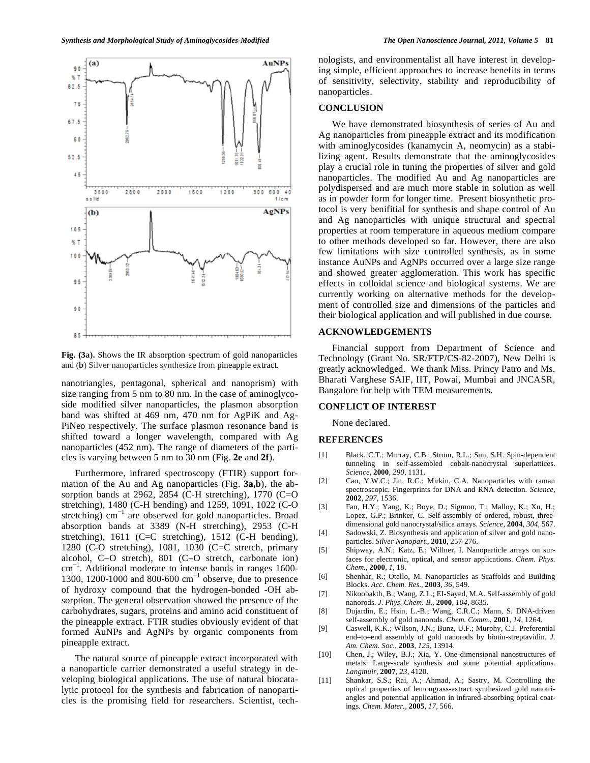Fig. (3a). Shows the IR absorption spectrum of gold nanoparticles and (b) Silver nanoparticles synthesize from pineapple extract.

nanotriangles, pentagonal, spherical and nanoprism) with size ranging from 5 nm to 80 nm. In the case of aminoglycoside modified silver nanoparticles, the plasmon absorption band was shifted at 469 nm, 470 nm for AgPiK and AgPiNeo respectively. The surface plasmon resonance band is shifted toward a longer wavelength, compared with Ag nanoparticles (452 nm). The range of diameters of the particles is varying between 5 nm to 30 nm (Fig. **2e** and **2f**).

Furthermore, infrared spectroscopy (FTIR) support formation of the Au and Ag nanoparticles (Fig. **3a,b**), the absorption bands at 2962, 2854 (C-H stretching), 1770 (C=O stretching), 1480 (C-H bending) and 1259, 1091, 1022 (C-O stretching) $cm^{-1}$ are observed for gold nanoparticles. Broad absorption bands at 3389 (N-H stretching), 2953 (C-H stretching), 1611 (C=C stretching), 1512 (C-H bending), 1280 (C-O stretching), 1081, 1030 (C=C stretch, primary alcohol, C–O stretch), 801 (C–O stretch, carbonate ion) $cm^{-1}$. Additional moderate to intense bands in ranges 1600-1300, 1200-1000 and 800-600 $cm^{-1}$ observe, due to presence of hydroxy compound that the hydrogen-bonded -OH absorption. The general observation showed the presence of the carbohydrates, sugars, proteins and amino acid constituent of the pineapple extract. FTIR studies obviously evident of that formed AuNPs and AgNPs by organic components from pineapple extract.

The natural source of pineapple extract incorporated with a nanoparticle carrier demonstrated a useful strategy in developing biological applications. The use of natural biocatalytic protocol for the synthesis and fabrication of nanoparticles is the promising field for researchers. Scientist, technologists, and environmentalist all have interest in developing simple, efficient approaches to increase benefits in terms of sensitivity, selectivity, stability and reproducibility of nanoparticles.

## CONCLUSION

We have demonstrated biosynthesis of series of Au and Ag nanoparticles from pineapple extract and its modification with aminoglycosides (kanamycin A, neomycin) as a stabilizing agent. Results demonstrate that the aminoglycosides play a crucial role in tuning the properties of silver and gold nanoparticles. The modified Au and Ag nanoparticles are polydispersed and are much more stable in solution as well as in powder form for longer time. Present biosynthetic protocol is very benifitial for synthesis and shape control of Au and Ag nanoparticles with unique structural and spectral properties at room temperature in aqueous medium compare to other methods developed so far. However, there are also few limitations with size controlled synthesis, as in some instance AuNPs and AgNPs occurred over a large size range and showed greater agglomeration. This work has specific effects in colloidal science and biological systems. We are currently working on alternative methods for the development of controlled size and dimensions of the particles and their biological application and will published in due course.

## ACKNOWLEDGEMENTS

Financial support from Department of Science and Technology (Grant No. SR/FTP/CS-82-2007), New Delhi is greatly acknowledged. We thank Miss. Princy Patro and Ms. Bharati Varghese SAIF, IIT, Powai, Mumbai and JNCASR, Bangalore for help with TEM measurements.

## CONFLICT OF INTEREST

None declared.

## REFERENCES

[1] Black, C.T.; Murray, C.B.; Strom, R.L.; Sun, S.H. Spin-dependent tunneling in self-assembled cobalt-nanocrystal superlattices. *Science*, **2000**, *290*, 1131.

[2] Cao, Y.W.C.; Jin, R.C.; Mirkin, C.A. Nanoparticles with raman spectroscopic. Fingerprints for DNA and RNA detection. *Science*, **2002**, *297*, 1536.

[3] Fan, H.Y.; Yang, K.; Boye, D.; Sigmon, T.; Malloy, K.; Xu, H.; Lopez, G.P.; Brinker, C. Self-assembly of ordered, robust, three-dimensional gold nanocrystal/silica arrays. *Science*, **2004**, *304*, 567.

[4] Sadowski, Z. Biosynthesis and application of silver and gold nanoparticles. *Silver Nanopart.*, **2010**, 257-276.

[5] Shipway, A.N.; Katz, E.; Willner, I. Nanoparticle arrays on surfaces for electronic, optical, and sensor applications. *Chem. Phys. Chem.*, **2000**, *1*, 18.

[6] Shenhar, R.; Otello, M. Nanoparticles as Scaffolds and Building Blocks. *Acc. Chem. Res.*, **2003**, *36*, 549.

[7] Nikoobakth, B.; Wang, Z.L.; EI-Sayed, M.A. Self-assembly of gold nanorods. *J. Phys. Chem. B.*, **2000**, *104*, 8635.

[8] Dujardin, E.; Hsin, L.-B.; Wang, C.R.C.; Mann, S. DNA-driven self-assembly of gold nanorods. *Chem. Comm.*, **2001**, *14*, 1264.

[9] Caswell, K.K.; Wilson, J.N.; Bunz, U.F.; Murphy, C.J. Preferential end–to–end assembly of gold nanorods by biotin-streptavidin. *J. Am. Chem. Soc.*, **2003**, *125*, 13914.

[10] Chen, J.; Wiley, B.J.; Xia, Y. One-dimensional nanostructures of metals: Large-scale synthesis and some potential applications. *Langmuir*, **2007**, *23*, 4120.

[11] Shankar, S.S.; Rai, A.; Ahmad, A.; Sastry, M. Controlling the optical properties of lemongrass-extract synthesized gold nanotriangles and potential application in infrared-absorbing optical coatings. *Chem. Mater.*, **2005**, *17*, 566.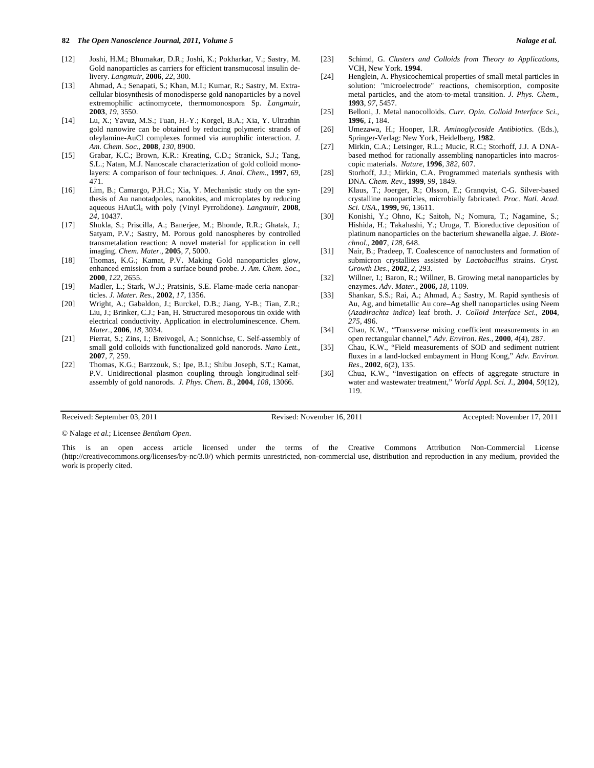[12] Joshi, H.M.; Bhumakar, D.R.; Joshi, K.; Pokharkar, V.; Sastry, M. Gold nanoparticles as carriers for efficient transmucosal insulin delivery. *Langmuir*, **2006**, *22*, 300.

[13] Ahmad, A.; Senapati, S.; Khan, M.I.; Kumar, R.; Sastry, M. Extracellular biosynthesis of monodisperse gold nanoparticles by a novel extremophilic actinomycete, thermomonospora Sp. *Langmuir*, **2003**, *19*, 3550.

[14] Lu, X.; Yavuz, M.S.; Tuan, H.-Y.; Korgel, B.A.; Xia, Y. Ultrathin gold nanowire can be obtained by reducing polymeric strands of oleylamine-AuCl complexes formed via aurophilic interaction. *J. Am. Chem. Soc.*, **2008**, *130*, 8900.

[15] Grabar, K.C.; Brown, K.R.: Kreating, C.D.; Stranick, S.J.; Tang, S.L.; Natan, M.J. Nanoscale characterization of gold colloid monolayers: A comparison of four techniques. *J. Anal. Chem*., **1997**, *69*, 471.

[16] Lim, B.; Camargo, P.H.C.; Xia, Y. Mechanistic study on the synthesis of Au nanotadpoles, nanokites, and microplates by reducing aqueous $HAuCl_4$ with poly (Vinyl Pyrrolidone). *Langmuir*, **2008**, *24*, 10437.

[17] Shukla, S.; Priscilla, A.; Banerjee, M.; Bhonde, R.R.; Ghatak, J.; Satyam, P.V.; Sastry, M. Porous gold nanospheres by controlled transmetalation reaction: A novel material for application in cell imaging. *Chem. Mater.*, **2005**, *7*, 5000.

[18] Thomas, K.G.; Kamat, P.V. Making Gold nanoparticles glow, enhanced emission from a surface bound probe. *J. Am. Chem. Soc.*, **2000**, *122*, 2655.

[19] Madler, L.; Stark, W.J.; Pratsinis, S.E. Flame-made ceria nanoparticles. *J. Mater. Res.*, **2002**, *17*, 1356.

[20] Wright, A.; Gabaldon, J.; Burckel, D.B.; Jiang, Y-B.; Tian, Z.R.; Liu, J.; Brinker, C.J.; Fan, H. Structured mesoporous tin oxide with electrical conductivity. Application in electroluminescence. *Chem. Mater*., **2006**, *18*, 3034.

[21] Pierrat, S.; Zins, I.; Breivogel, A.; Sonnichse, C. Self-assembly of small gold colloids with functionalized gold nanorods. *Nano Lett.*, **2007**, *7*, 259.

[22] Thomas, K.G.; Barzzouk, S.; Ipe, B.I.; Shibu Joseph, S.T.; Kamat, P.V. Unidirectional plasmon coupling through longitudinal self-assembly of gold nanorods. *J. Phys. Chem. B.*, **2004**, *108*, 13066.

[23] Schimd, G. *Clusters and Colloids from Theory to Applications*, VCH, New York. **1994**.

[24] Henglein, A. Physicochemical properties of small metal particles in solution: "microelectrode" reactions, chemisorption, composite metal particles, and the atom-to-metal transition. *J. Phys. Chem.*, **1993**, *97*, 5457.

[25] Belloni, J. Metal nanocolloids. *Curr. Opin. Colloid Interface Sci.*, **1996**, *1*, 184.

[26] Umezawa, H.; Hooper, I.R. *Aminoglycoside Antibiotics.* (Eds.), Springer-Verlag: New York, Heidelberg, **1982**.

[27] Mirkin, C.A.; Letsinger, R.L.; Mucic, R.C.; Storhoff, J.J. A DNA-based method for rationally assembling nanoparticles into macroscopic materials. *Nature*, **1996**, *382*, 607.

[28] Storhoff, J.J.; Mirkin, C.A. Programmed materials synthesis with DNA. *Chem. Rev.*, **1999**, *99*, 1849.

[29] Klaus, T.; Joerger, R.; Olsson, E.; Granqvist, C-G. Silver-based crystalline nanoparticles, microbially fabricated. *Proc. Natl. Acad. Sci. USA.*, **1999,** *96*, 13611.

[30] Konishi, Y.; Ohno, K.; Saitoh, N.; Nomura, T.; Nagamine, S.; Hishida, H.; Takahashi, Y.; Uruga, T. Bioreductive deposition of platinum nanoparticles on the bacterium shewanella algae. *J. Biotechnol*., **2007**, *128*, 648.

[31] Nair, B.; Pradeep, T. Coalescence of nanoclusters and formation of submicron crystallites assisted by *Lactobacillus* strains. *Cryst. Growth Des*., **2002**, *2*, 293.

[32] Willner, I.; Baron, R.; Willner, B. Growing metal nanoparticles by enzymes. *Adv. Mater.*, **2006,** *18*, 1109.

[33] Shankar, S.S.; Rai, A.; Ahmad, A.; Sastry, M. Rapid synthesis of Au, Ag, and bimetallic Au core–Ag shell nanoparticles using Neem (*Azadirachta indica*) leaf broth. *J. Colloid Interface Sci*., **2004**, *275*, 496.

[34] Chau, K.W., "Transverse mixing coefficient measurements in an open rectangular channel," *Adv. Environ. Res.*, **2000**, *4*(4), 287.

[35] Chau, K.W., "Field measurements of SOD and sediment nutrient fluxes in a land-locked embayment in Hong Kong," *Adv. Environ. Res*., **2002**, *6*(2), 135.

[36] Chua, K.W., "Investigation on effects of aggregate structure in water and wastewater treatment," *World Appl. Sci. J.*, **2004**, *50*(12), 119.

Received: September 03, 2011 Revised: November 16, 2011 Accepted: November 17, 2011

© Nalage *et al.*; Licensee *Bentham Open*.

This is an open access article licensed under the terms of the Creative Commons Attribution Non-Commercial License (http://creativecommons.org/licenses/by-nc/3.0/) which permits unrestricted, non-commercial use, distribution and reproduction in any medium, provided the work is properly cited.